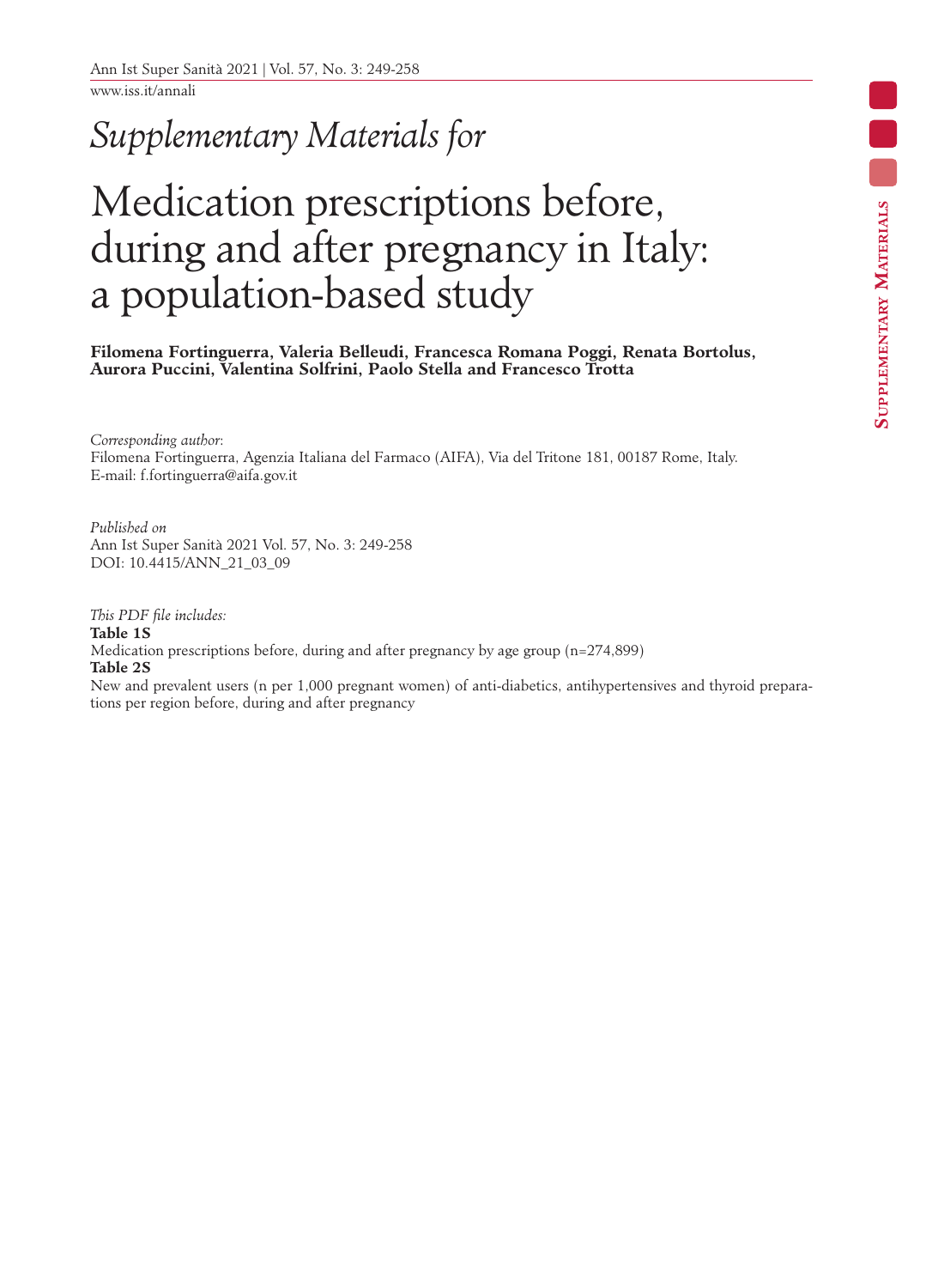*Supplementary Materials for*

# Medication prescriptions before, during and after pregnancy in Italy: a population-based study

**Filomena Fortinguerra, Valeria Belleudi, Francesca Romana Poggi, Renata Bortolus, Aurora Puccini, Valentina Solfrini, Paolo Stella and Francesco Trotta**

*Corresponding author*:
Filomena Fortinguerra, Agenzia Italiana del Farmaco (AIFA), Via del Tritone 181, 00187 Rome, Italy.
E-mail: f.fortinguerra@aifa.gov.it

*Published on*
Ann Ist Super Sanità 2021 Vol. 57, No. 3: 249-258
DOI: 10.4415/ANN_21_03_09

*This PDF file includes:*
**Table 1S**
Medication prescriptions before, during and after pregnancy by age group (n=274,899)
**Table 2S**
New and prevalent users (n per 1,000 pregnant women) of anti-diabetics, antihypertensives and thyroid preparations per region before, during and after pregnancy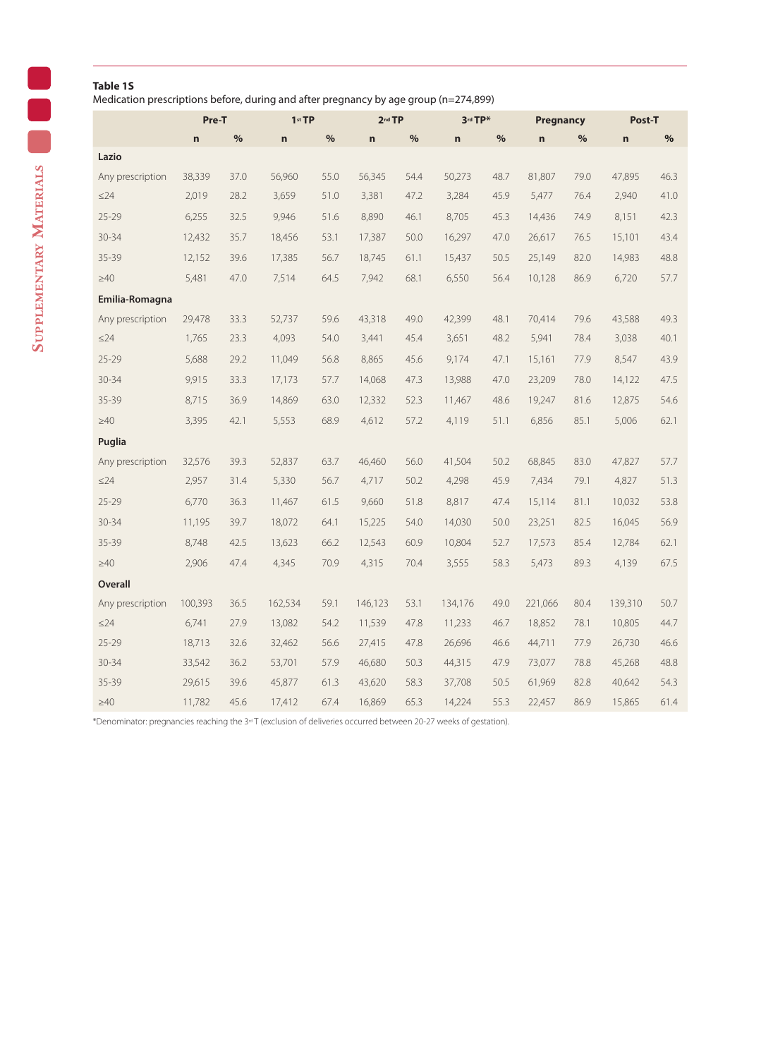**Table 1S**
Medication prescriptions before, during and after pregnancy by age group (n=274,899)

| | Pre-T | | 1st TP | | 2nd TP | | 3rd TP* | | Pregnancy | | Post-T | |
|---|---|---|---|---|---|---|---|---|---|---|---|---|
| | n | % | n | % | n | % | n | % | n | % | n | % |
| **Lazio** | | | | | | | | | | | | |
| Any prescription | 38,339 | 37.0 | 56,960 | 55.0 | 56,345 | 54.4 | 50,273 | 48.7 | 81,807 | 79.0 | 47,895 | 46.3 |
| ≤24 | 2,019 | 28.2 | 3,659 | 51.0 | 3,381 | 47.2 | 3,284 | 45.9 | 5,477 | 76.4 | 2,940 | 41.0 |
| 25-29 | 6,255 | 32.5 | 9,946 | 51.6 | 8,890 | 46.1 | 8,705 | 45.3 | 14,436 | 74.9 | 8,151 | 42.3 |
| 30-34 | 12,432 | 35.7 | 18,456 | 53.1 | 17,387 | 50.0 | 16,297 | 47.0 | 26,617 | 76.5 | 15,101 | 43.4 |
| 35-39 | 12,152 | 39.6 | 17,385 | 56.7 | 18,745 | 61.1 | 15,437 | 50.5 | 25,149 | 82.0 | 14,983 | 48.8 |
| ≥40 | 5,481 | 47.0 | 7,514 | 64.5 | 7,942 | 68.1 | 6,550 | 56.4 | 10,128 | 86.9 | 6,720 | 57.7 |
| **Emilia-Romagna** | | | | | | | | | | | | |
| Any prescription | 29,478 | 33.3 | 52,737 | 59.6 | 43,318 | 49.0 | 42,399 | 48.1 | 70,414 | 79.6 | 43,588 | 49.3 |
| ≤24 | 1,765 | 23.3 | 4,093 | 54.0 | 3,441 | 45.4 | 3,651 | 48.2 | 5,941 | 78.4 | 3,038 | 40.1 |
| 25-29 | 5,688 | 29.2 | 11,049 | 56.8 | 8,865 | 45.6 | 9,174 | 47.1 | 15,161 | 77.9 | 8,547 | 43.9 |
| 30-34 | 9,915 | 33.3 | 17,173 | 57.7 | 14,068 | 47.3 | 13,988 | 47.0 | 23,209 | 78.0 | 14,122 | 47.5 |
| 35-39 | 8,715 | 36.9 | 14,869 | 63.0 | 12,332 | 52.3 | 11,467 | 48.6 | 19,247 | 81.6 | 12,875 | 54.6 |
| ≥40 | 3,395 | 42.1 | 5,553 | 68.9 | 4,612 | 57.2 | 4,119 | 51.1 | 6,856 | 85.1 | 5,006 | 62.1 |
| **Puglia** | | | | | | | | | | | | |
| Any prescription | 32,576 | 39.3 | 52,837 | 63.7 | 46,460 | 56.0 | 41,504 | 50.2 | 68,845 | 83.0 | 47,827 | 57.7 |
| ≤24 | 2,957 | 31.4 | 5,330 | 56.7 | 4,717 | 50.2 | 4,298 | 45.9 | 7,434 | 79.1 | 4,827 | 51.3 |
| 25-29 | 6,770 | 36.3 | 11,467 | 61.5 | 9,660 | 51.8 | 8,817 | 47.4 | 15,114 | 81.1 | 10,032 | 53.8 |
| 30-34 | 11,195 | 39.7 | 18,072 | 64.1 | 15,225 | 54.0 | 14,030 | 50.0 | 23,251 | 82.5 | 16,045 | 56.9 |
| 35-39 | 8,748 | 42.5 | 13,623 | 66.2 | 12,543 | 60.9 | 10,804 | 52.7 | 17,573 | 85.4 | 12,784 | 62.1 |
| ≥40 | 2,906 | 47.4 | 4,345 | 70.9 | 4,315 | 70.4 | 3,555 | 58.3 | 5,473 | 89.3 | 4,139 | 67.5 |
| **Overall** | | | | | | | | | | | | |
| Any prescription | 100,393 | 36.5 | 162,534 | 59.1 | 146,123 | 53.1 | 134,176 | 49.0 | 221,066 | 80.4 | 139,310 | 50.7 |
| ≤24 | 6,741 | 27.9 | 13,082 | 54.2 | 11,539 | 47.8 | 11,233 | 46.7 | 18,852 | 78.1 | 10,805 | 44.7 |
| 25-29 | 18,713 | 32.6 | 32,462 | 56.6 | 27,415 | 47.8 | 26,696 | 46.6 | 44,711 | 77.9 | 26,730 | 46.6 |
| 30-34 | 33,542 | 36.2 | 53,701 | 57.9 | 46,680 | 50.3 | 44,315 | 47.9 | 73,077 | 78.8 | 45,268 | 48.8 |
| 35-39 | 29,615 | 39.6 | 45,877 | 61.3 | 43,620 | 58.3 | 37,708 | 50.5 | 61,969 | 82.8 | 40,642 | 54.3 |
| ≥40 | 11,782 | 45.6 | 17,412 | 67.4 | 16,869 | 65.3 | 14,224 | 55.3 | 22,457 | 86.9 | 15,865 | 61.4 |

*Denominator: pregnancies reaching the 3rd T (exclusion of deliveries occurred between 20-27 weeks of gestation).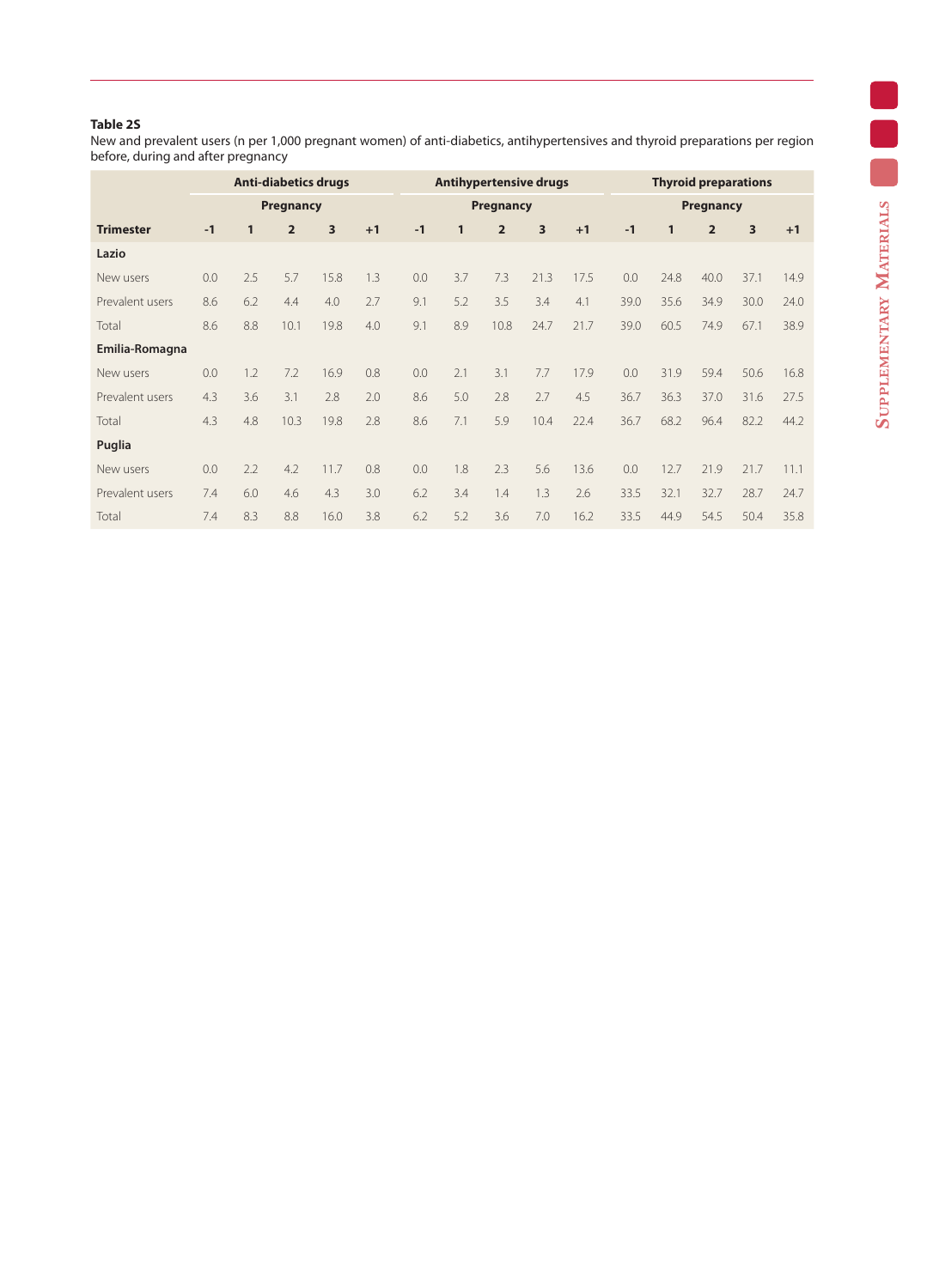**Table 2S**
New and prevalent users (n per 1,000 pregnant women) of anti-diabetics, antihypertensives and thyroid preparations per region before, during and after pregnancy

| | Anti-diabetics drugs | | | | | Antihypertensive drugs | | | | | Thyroid preparations | | | | |
|---|---|---|---|---|---|---|---|---|---|---|---|---|---|---|---|
| | Pregnancy | | | | | Pregnancy | | | | | Pregnancy | | | | |
| **Trimester** | **-1** | **1** | **2** | **3** | **+1** | **-1** | **1** | **2** | **3** | **+1** | **-1** | **1** | **2** | **3** | **+1** |
| **Lazio** | | | | | | | | | | | | | | | |
| New users | 0.0 | 2.5 | 5.7 | 15.8 | 1.3 | 0.0 | 3.7 | 7.3 | 21.3 | 17.5 | 0.0 | 24.8 | 40.0 | 37.1 | 14.9 |
| Prevalent users | 8.6 | 6.2 | 4.4 | 4.0 | 2.7 | 9.1 | 5.2 | 3.5 | 3.4 | 4.1 | 39.0 | 35.6 | 34.9 | 30.0 | 24.0 |
| Total | 8.6 | 8.8 | 10.1 | 19.8 | 4.0 | 9.1 | 8.9 | 10.8 | 24.7 | 21.7 | 39.0 | 60.5 | 74.9 | 67.1 | 38.9 |
| **Emilia-Romagna** | | | | | | | | | | | | | | | |
| New users | 0.0 | 1.2 | 7.2 | 16.9 | 0.8 | 0.0 | 2.1 | 3.1 | 7.7 | 17.9 | 0.0 | 31.9 | 59.4 | 50.6 | 16.8 |
| Prevalent users | 4.3 | 3.6 | 3.1 | 2.8 | 2.0 | 8.6 | 5.0 | 2.8 | 2.7 | 4.5 | 36.7 | 36.3 | 37.0 | 31.6 | 27.5 |
| Total | 4.3 | 4.8 | 10.3 | 19.8 | 2.8 | 8.6 | 7.1 | 5.9 | 10.4 | 22.4 | 36.7 | 68.2 | 96.4 | 82.2 | 44.2 |
| **Puglia** | | | | | | | | | | | | | | | |
| New users | 0.0 | 2.2 | 4.2 | 11.7 | 0.8 | 0.0 | 1.8 | 2.3 | 5.6 | 13.6 | 0.0 | 12.7 | 21.9 | 21.7 | 11.1 |
| Prevalent users | 7.4 | 6.0 | 4.6 | 4.3 | 3.0 | 6.2 | 3.4 | 1.4 | 1.3 | 2.6 | 33.5 | 32.1 | 32.7 | 28.7 | 24.7 |
| Total | 7.4 | 8.3 | 8.8 | 16.0 | 3.8 | 6.2 | 5.2 | 3.6 | 7.0 | 16.2 | 33.5 | 44.9 | 54.5 | 50.4 | 35.8 |